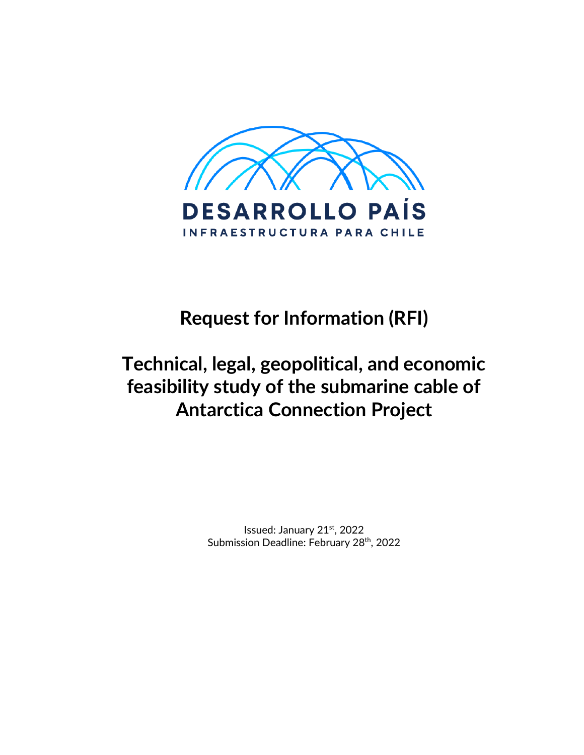DESARROLLO PAÍS

INFRAESTRUCTURA PARA CHILE

# Request for Information (RFI)

# Technical, legal, geopolitical, and economic feasibility study of the submarine cable of Antarctica Connection Project

Issued: January 21st, 2022

Submission Deadline: February 28th, 2022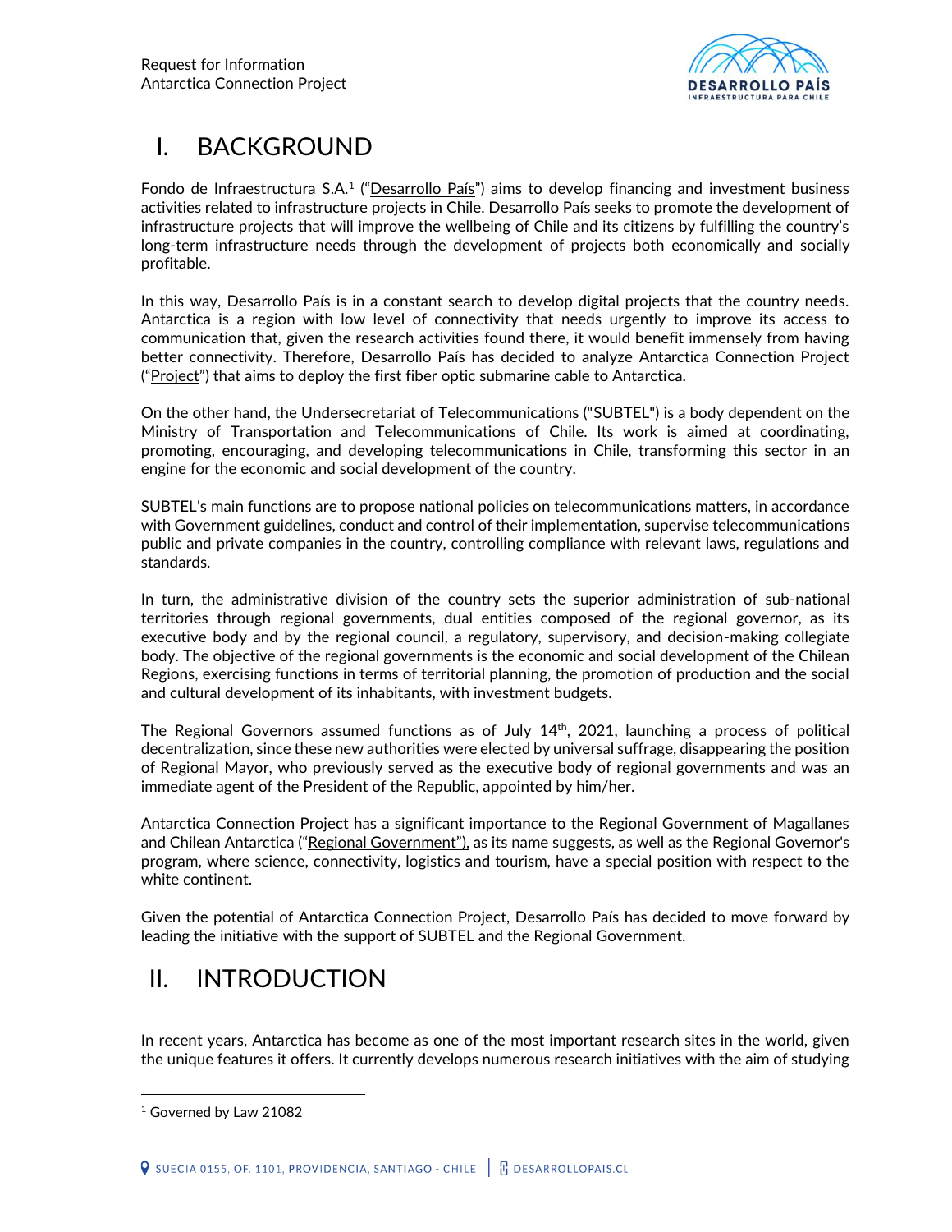# I. BACKGROUND

Fondo de Infraestructura S.A.[1] ("Desarrollo País") aims to develop financing and investment business activities related to infrastructure projects in Chile. Desarrollo País seeks to promote the development of infrastructure projects that will improve the wellbeing of Chile and its citizens by fulfilling the country's long-term infrastructure needs through the development of projects both economically and socially profitable.

In this way, Desarrollo País is in a constant search to develop digital projects that the country needs. Antarctica is a region with low level of connectivity that needs urgently to improve its access to communication that, given the research activities found there, it would benefit immensely from having better connectivity. Therefore, Desarrollo País has decided to analyze Antarctica Connection Project ("Project") that aims to deploy the first fiber optic submarine cable to Antarctica.

On the other hand, the Undersecretariat of Telecommunications ("SUBTEL") is a body dependent on the Ministry of Transportation and Telecommunications of Chile. Its work is aimed at coordinating, promoting, encouraging, and developing telecommunications in Chile, transforming this sector in an engine for the economic and social development of the country.

SUBTEL's main functions are to propose national policies on telecommunications matters, in accordance with Government guidelines, conduct and control of their implementation, supervise telecommunications public and private companies in the country, controlling compliance with relevant laws, regulations and standards.

In turn, the administrative division of the country sets the superior administration of sub-national territories through regional governments, dual entities composed of the regional governor, as its executive body and by the regional council, a regulatory, supervisory, and decision-making collegiate body. The objective of the regional governments is the economic and social development of the Chilean Regions, exercising functions in terms of territorial planning, the promotion of production and the social and cultural development of its inhabitants, with investment budgets.

The Regional Governors assumed functions as of July 14th, 2021, launching a process of political decentralization, since these new authorities were elected by universal suffrage, disappearing the position of Regional Mayor, who previously served as the executive body of regional governments and was an immediate agent of the President of the Republic, appointed by him/her.

Antarctica Connection Project has a significant importance to the Regional Government of Magallanes and Chilean Antarctica ("Regional Government"), as its name suggests, as well as the Regional Governor's program, where science, connectivity, logistics and tourism, have a special position with respect to the white continent.

Given the potential of Antarctica Connection Project, Desarrollo País has decided to move forward by leading the initiative with the support of SUBTEL and the Regional Government.

# II. INTRODUCTION

In recent years, Antarctica has become as one of the most important research sites in the world, given the unique features it offers. It currently develops numerous research initiatives with the aim of studying

[1] Governed by Law 21082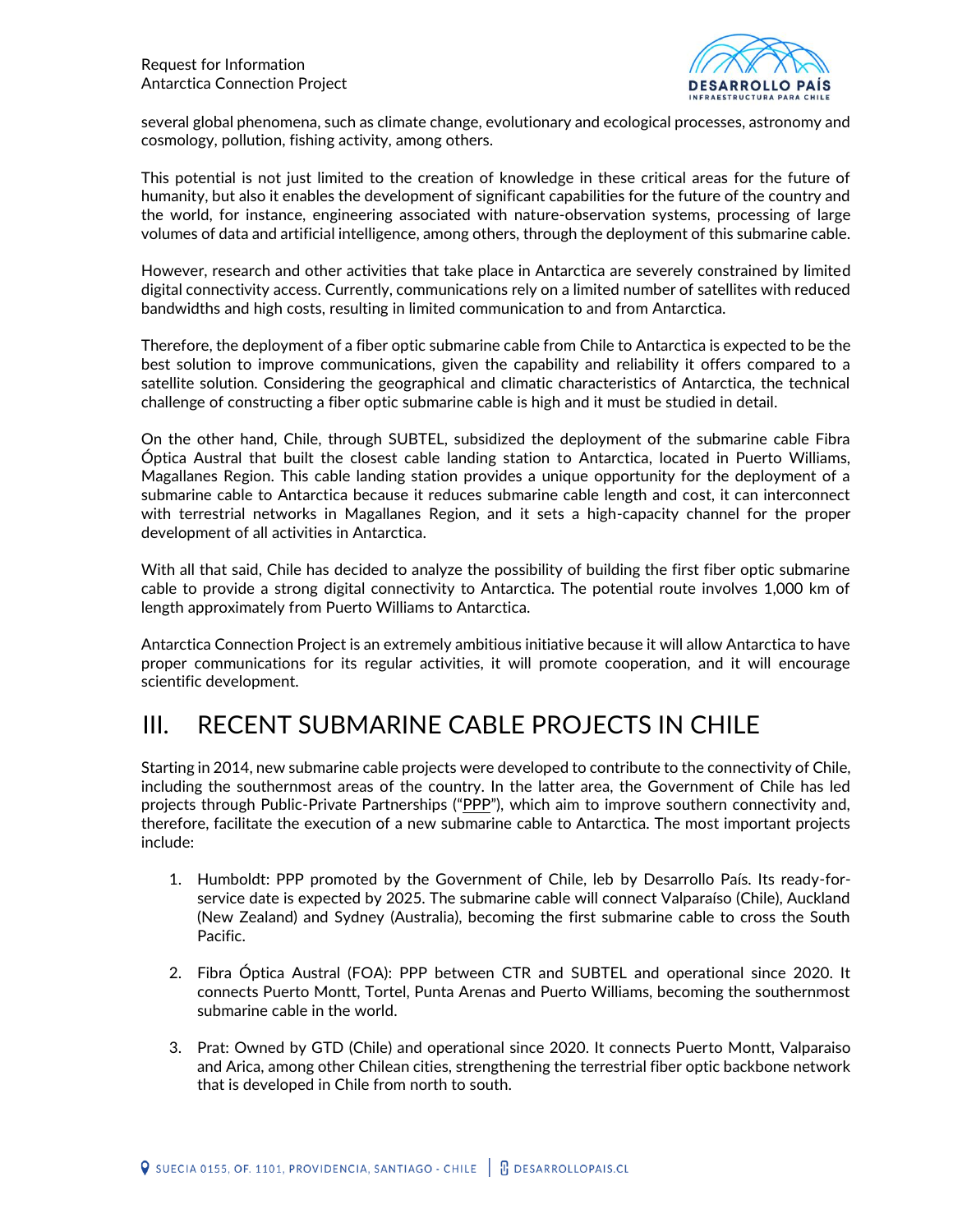several global phenomena, such as climate change, evolutionary and ecological processes, astronomy and cosmology, pollution, fishing activity, among others.

This potential is not just limited to the creation of knowledge in these critical areas for the future of humanity, but also it enables the development of significant capabilities for the future of the country and the world, for instance, engineering associated with nature-observation systems, processing of large volumes of data and artificial intelligence, among others, through the deployment of this submarine cable.

However, research and other activities that take place in Antarctica are severely constrained by limited digital connectivity access. Currently, communications rely on a limited number of satellites with reduced bandwidths and high costs, resulting in limited communication to and from Antarctica.

Therefore, the deployment of a fiber optic submarine cable from Chile to Antarctica is expected to be the best solution to improve communications, given the capability and reliability it offers compared to a satellite solution. Considering the geographical and climatic characteristics of Antarctica, the technical challenge of constructing a fiber optic submarine cable is high and it must be studied in detail.

On the other hand, Chile, through SUBTEL, subsidized the deployment of the submarine cable Fibra Óptica Austral that built the closest cable landing station to Antarctica, located in Puerto Williams, Magallanes Region. This cable landing station provides a unique opportunity for the deployment of a submarine cable to Antarctica because it reduces submarine cable length and cost, it can interconnect with terrestrial networks in Magallanes Region, and it sets a high-capacity channel for the proper development of all activities in Antarctica.

With all that said, Chile has decided to analyze the possibility of building the first fiber optic submarine cable to provide a strong digital connectivity to Antarctica. The potential route involves 1,000 km of length approximately from Puerto Williams to Antarctica.

Antarctica Connection Project is an extremely ambitious initiative because it will allow Antarctica to have proper communications for its regular activities, it will promote cooperation, and it will encourage scientific development.

# III. RECENT SUBMARINE CABLE PROJECTS IN CHILE

Starting in 2014, new submarine cable projects were developed to contribute to the connectivity of Chile, including the southernmost areas of the country. In the latter area, the Government of Chile has led projects through Public-Private Partnerships ("PPP"), which aim to improve southern connectivity and, therefore, facilitate the execution of a new submarine cable to Antarctica. The most important projects include:

1. Humboldt: PPP promoted by the Government of Chile, leb by Desarrollo País. Its ready-for-service date is expected by 2025. The submarine cable will connect Valparaíso (Chile), Auckland (New Zealand) and Sydney (Australia), becoming the first submarine cable to cross the South Pacific.

2. Fibra Óptica Austral (FOA): PPP between CTR and SUBTEL and operational since 2020. It connects Puerto Montt, Tortel, Punta Arenas and Puerto Williams, becoming the southernmost submarine cable in the world.

3. Prat: Owned by GTD (Chile) and operational since 2020. It connects Puerto Montt, Valparaiso and Arica, among other Chilean cities, strengthening the terrestrial fiber optic backbone network that is developed in Chile from north to south.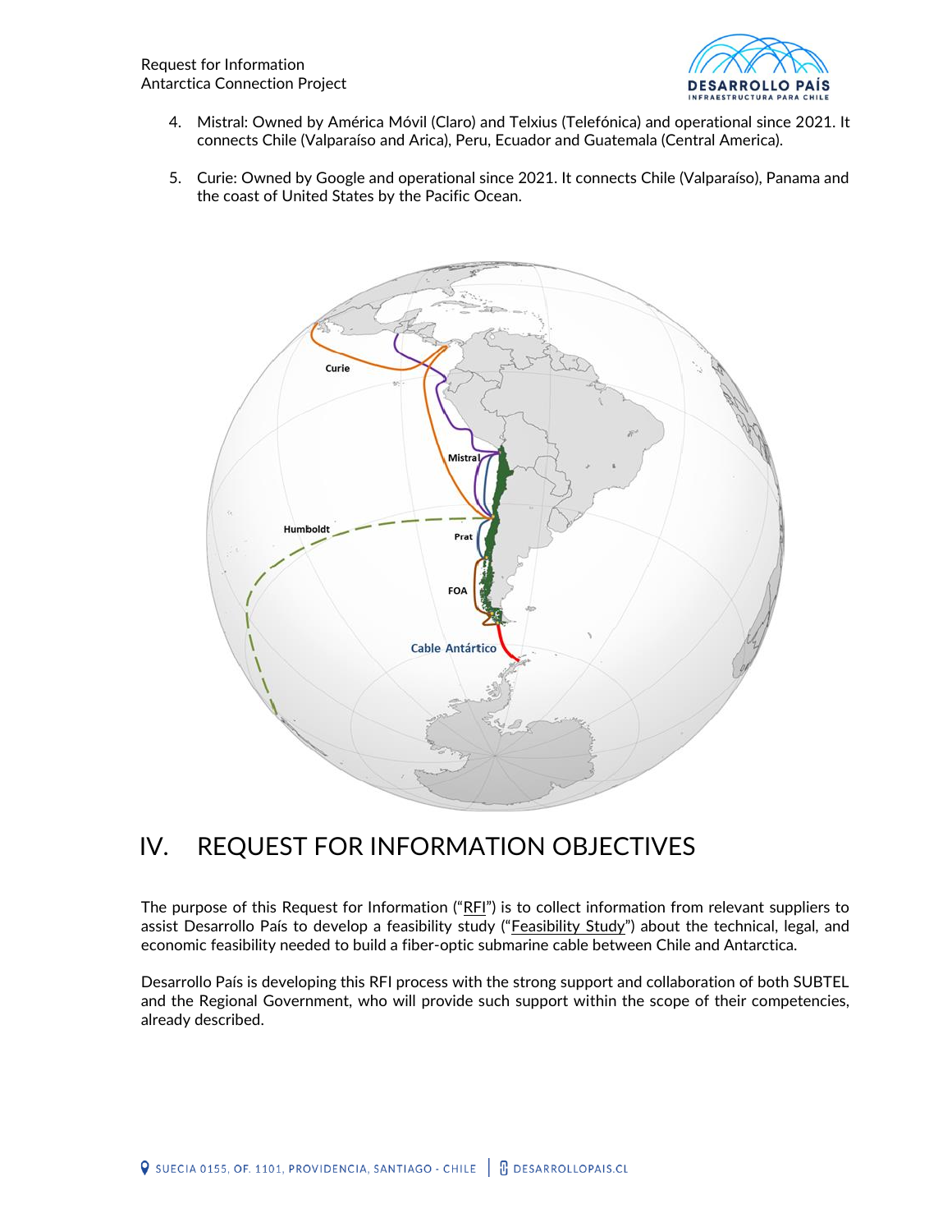4. Mistral: Owned by América Móvil (Claro) and Telxius (Telefónica) and operational since 2021. It connects Chile (Valparaíso and Arica), Peru, Ecuador and Guatemala (Central America).

5. Curie: Owned by Google and operational since 2021. It connects Chile (Valparaíso), Panama and the coast of United States by the Pacific Ocean.

# IV. REQUEST FOR INFORMATION OBJECTIVES

The purpose of this Request for Information ("RFI") is to collect information from relevant suppliers to assist Desarrollo País to develop a feasibility study ("Feasibility Study") about the technical, legal, and economic feasibility needed to build a fiber-optic submarine cable between Chile and Antarctica.

Desarrollo País is developing this RFI process with the strong support and collaboration of both SUBTEL and the Regional Government, who will provide such support within the scope of their competencies, already described.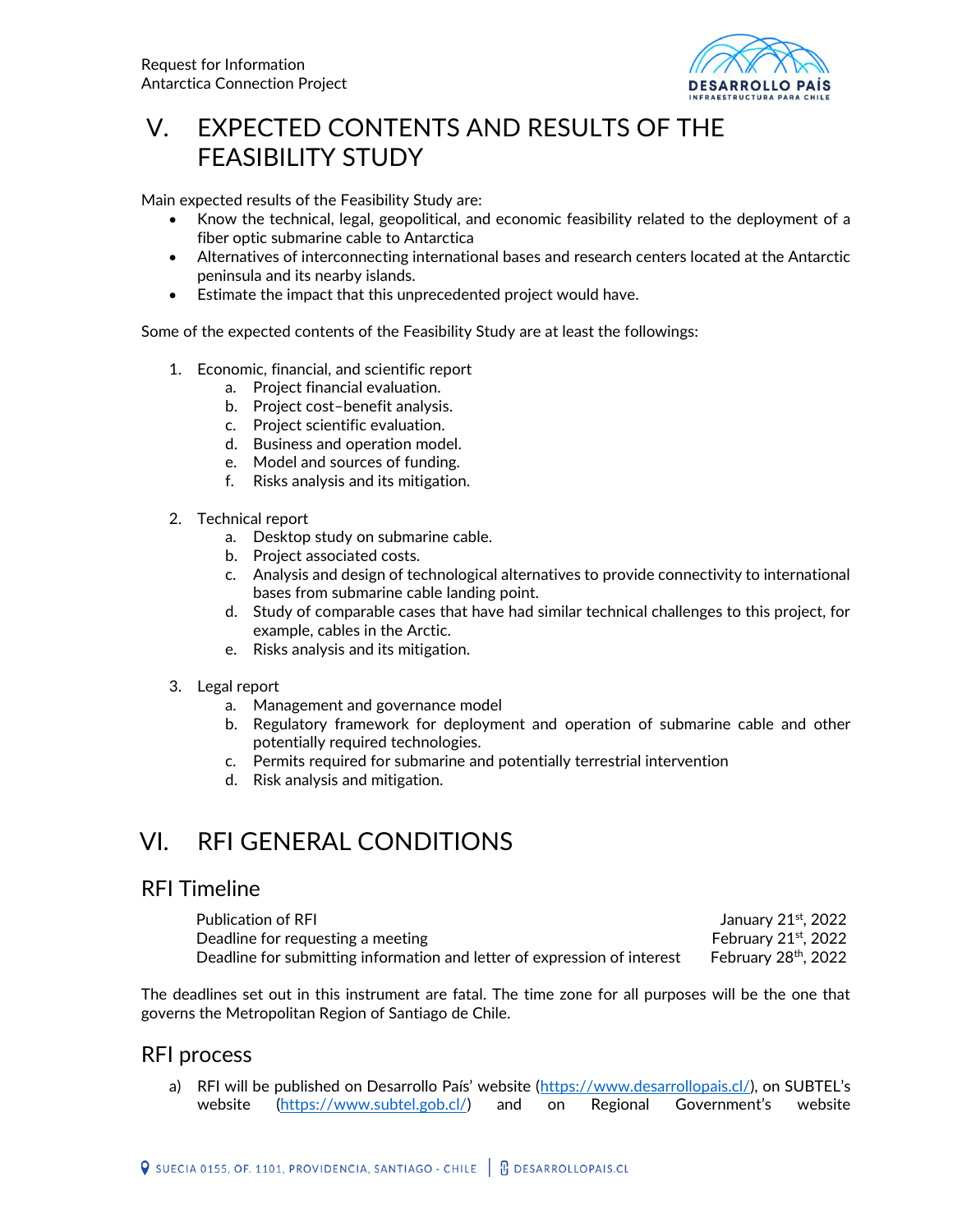# V. EXPECTED CONTENTS AND RESULTS OF THE FEASIBILITY STUDY

Main expected results of the Feasibility Study are:

- Know the technical, legal, geopolitical, and economic feasibility related to the deployment of a fiber optic submarine cable to Antarctica
- Alternatives of interconnecting international bases and research centers located at the Antarctic peninsula and its nearby islands.
- Estimate the impact that this unprecedented project would have.

Some of the expected contents of the Feasibility Study are at least the followings:

1. Economic, financial, and scientific report
    a. Project financial evaluation.
    b. Project cost–benefit analysis.
    c. Project scientific evaluation.
    d. Business and operation model.
    e. Model and sources of funding.
    f. Risks analysis and its mitigation.

2. Technical report
    a. Desktop study on submarine cable.
    b. Project associated costs.
    c. Analysis and design of technological alternatives to provide connectivity to international bases from submarine cable landing point.
    d. Study of comparable cases that have had similar technical challenges to this project, for example, cables in the Arctic.
    e. Risks analysis and its mitigation.

3. Legal report
    a. Management and governance model
    b. Regulatory framework for deployment and operation of submarine cable and other potentially required technologies.
    c. Permits required for submarine and potentially terrestrial intervention
    d. Risk analysis and mitigation.

# VI. RFI GENERAL CONDITIONS

## RFI Timeline

| | |
|---|---|
| Publication of RFI | January 21st, 2022 |
| Deadline for requesting a meeting | February 21st, 2022 |
| Deadline for submitting information and letter of expression of interest | February 28th, 2022 |

The deadlines set out in this instrument are fatal. The time zone for all purposes will be the one that governs the Metropolitan Region of Santiago de Chile.

## RFI process

a) RFI will be published on Desarrollo País' website (https://www.desarrollopais.cl/), on SUBTEL's website (https://www.subtel.gob.cl/) and on Regional Government's website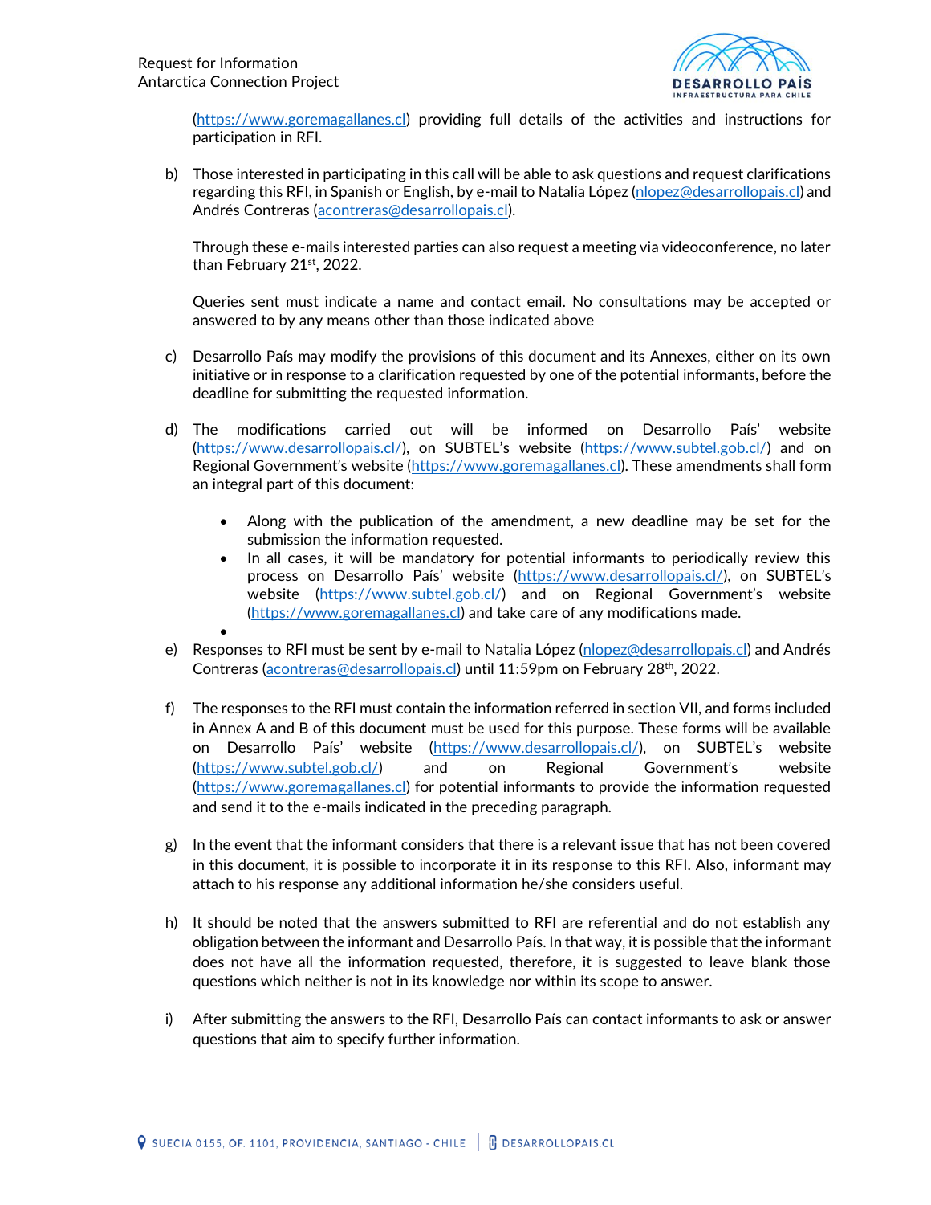(https://www.goremagallanes.cl) providing full details of the activities and instructions for participation in RFI.

b) Those interested in participating in this call will be able to ask questions and request clarifications regarding this RFI, in Spanish or English, by e-mail to Natalia López (nlopez@desarrollopais.cl) and Andrés Contreras (acontreras@desarrollopais.cl).

   Through these e-mails interested parties can also request a meeting via videoconference, no later than February 21st, 2022.

   Queries sent must indicate a name and contact email. No consultations may be accepted or answered to by any means other than those indicated above

c) Desarrollo País may modify the provisions of this document and its Annexes, either on its own initiative or in response to a clarification requested by one of the potential informants, before the deadline for submitting the requested information.

d) The modifications carried out will be informed on Desarrollo País' website (https://www.desarrollopais.cl/), on SUBTEL's website (https://www.subtel.gob.cl/) and on Regional Government's website (https://www.goremagallanes.cl). These amendments shall form an integral part of this document:

   - Along with the publication of the amendment, a new deadline may be set for the submission the information requested.
   - In all cases, it will be mandatory for potential informants to periodically review this process on Desarrollo País' website (https://www.desarrollopais.cl/), on SUBTEL's website (https://www.subtel.gob.cl/) and on Regional Government's website (https://www.goremagallanes.cl) and take care of any modifications made.

e) Responses to RFI must be sent by e-mail to Natalia López (nlopez@desarrollopais.cl) and Andrés Contreras (acontreras@desarrollopais.cl) until 11:59pm on February 28th, 2022.

f) The responses to the RFI must contain the information referred in section VII, and forms included in Annex A and B of this document must be used for this purpose. These forms will be available on Desarrollo País' website (https://www.desarrollopais.cl/), on SUBTEL's website (https://www.subtel.gob.cl/) and on Regional Government's website (https://www.goremagallanes.cl) for potential informants to provide the information requested and send it to the e-mails indicated in the preceding paragraph.

g) In the event that the informant considers that there is a relevant issue that has not been covered in this document, it is possible to incorporate it in its response to this RFI. Also, informant may attach to his response any additional information he/she considers useful.

h) It should be noted that the answers submitted to RFI are referential and do not establish any obligation between the informant and Desarrollo País. In that way, it is possible that the informant does not have all the information requested, therefore, it is suggested to leave blank those questions which neither is not in its knowledge nor within its scope to answer.

i) After submitting the answers to the RFI, Desarrollo País can contact informants to ask or answer questions that aim to specify further information.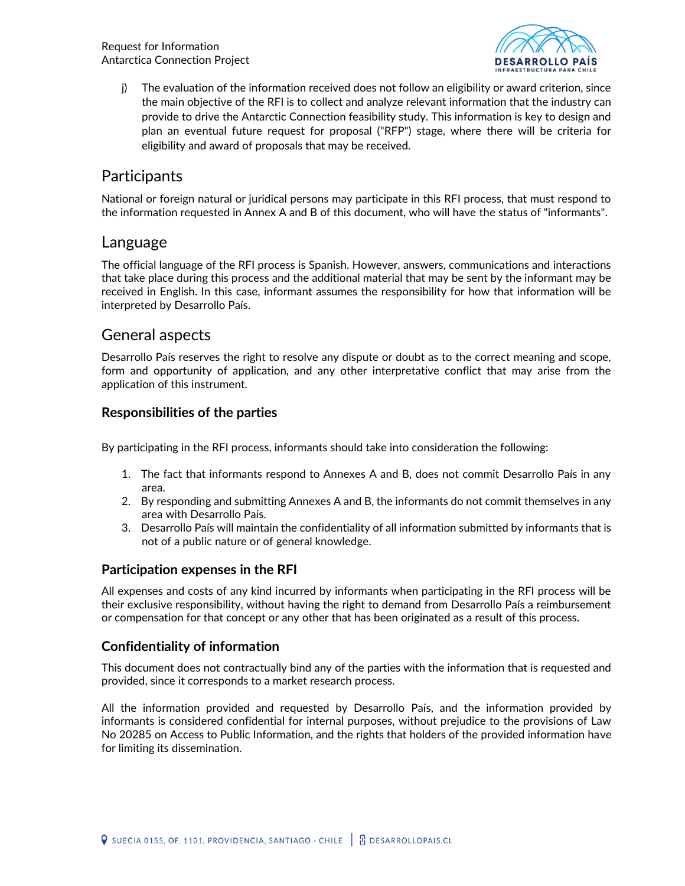j) The evaluation of the information received does not follow an eligibility or award criterion, since the main objective of the RFI is to collect and analyze relevant information that the industry can provide to drive the Antarctic Connection feasibility study. This information is key to design and plan an eventual future request for proposal ("RFP") stage, where there will be criteria for eligibility and award of proposals that may be received.

## Participants

National or foreign natural or juridical persons may participate in this RFI process, that must respond to the information requested in Annex A and B of this document, who will have the status of "informants".

## Language

The official language of the RFI process is Spanish. However, answers, communications and interactions that take place during this process and the additional material that may be sent by the informant may be received in English. In this case, informant assumes the responsibility for how that information will be interpreted by Desarrollo País.

## General aspects

Desarrollo País reserves the right to resolve any dispute or doubt as to the correct meaning and scope, form and opportunity of application, and any other interpretative conflict that may arise from the application of this instrument.

### Responsibilities of the parties

By participating in the RFI process, informants should take into consideration the following:

1. The fact that informants respond to Annexes A and B, does not commit Desarrollo País in any area.
2. By responding and submitting Annexes A and B, the informants do not commit themselves in any area with Desarrollo País.
3. Desarrollo País will maintain the confidentiality of all information submitted by informants that is not of a public nature or of general knowledge.

### Participation expenses in the RFI

All expenses and costs of any kind incurred by informants when participating in the RFI process will be their exclusive responsibility, without having the right to demand from Desarrollo País a reimbursement or compensation for that concept or any other that has been originated as a result of this process.

### Confidentiality of information

This document does not contractually bind any of the parties with the information that is requested and provided, since it corresponds to a market research process.

All the information provided and requested by Desarrollo País, and the information provided by informants is considered confidential for internal purposes, without prejudice to the provisions of Law No 20285 on Access to Public Information, and the rights that holders of the provided information have for limiting its dissemination.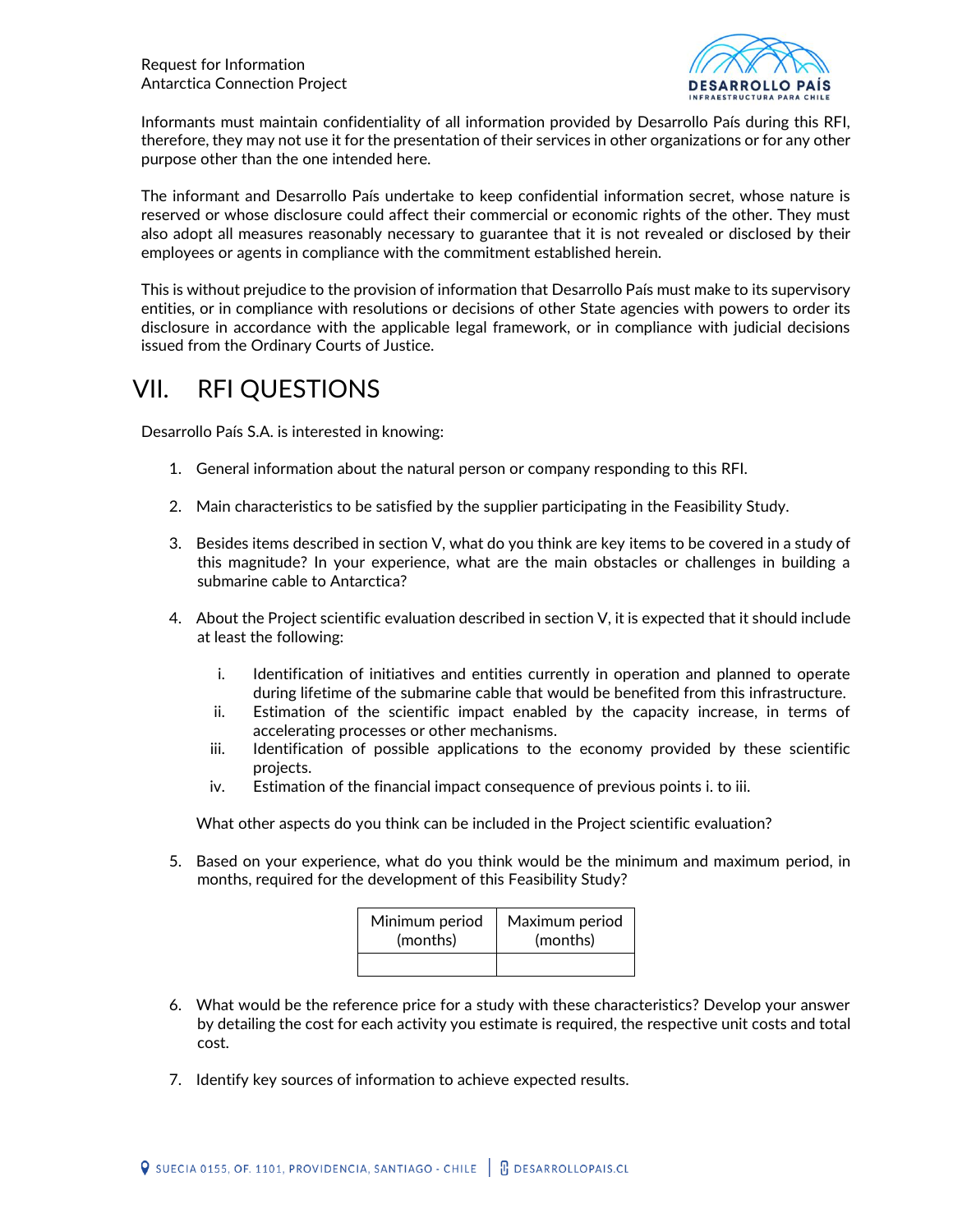Informants must maintain confidentiality of all information provided by Desarrollo País during this RFI, therefore, they may not use it for the presentation of their services in other organizations or for any other purpose other than the one intended here.

The informant and Desarrollo País undertake to keep confidential information secret, whose nature is reserved or whose disclosure could affect their commercial or economic rights of the other. They must also adopt all measures reasonably necessary to guarantee that it is not revealed or disclosed by their employees or agents in compliance with the commitment established herein.

This is without prejudice to the provision of information that Desarrollo País must make to its supervisory entities, or in compliance with resolutions or decisions of other State agencies with powers to order its disclosure in accordance with the applicable legal framework, or in compliance with judicial decisions issued from the Ordinary Courts of Justice.

# VII. RFI QUESTIONS

Desarrollo País S.A. is interested in knowing:

1. General information about the natural person or company responding to this RFI.

2. Main characteristics to be satisfied by the supplier participating in the Feasibility Study.

3. Besides items described in section V, what do you think are key items to be covered in a study of this magnitude? In your experience, what are the main obstacles or challenges in building a submarine cable to Antarctica?

4. About the Project scientific evaluation described in section V, it is expected that it should include at least the following:

   i. Identification of initiatives and entities currently in operation and planned to operate during lifetime of the submarine cable that would be benefited from this infrastructure.
   ii. Estimation of the scientific impact enabled by the capacity increase, in terms of accelerating processes or other mechanisms.
   iii. Identification of possible applications to the economy provided by these scientific projects.
   iv. Estimation of the financial impact consequence of previous points i. to iii.

   What other aspects do you think can be included in the Project scientific evaluation?

5. Based on your experience, what do you think would be the minimum and maximum period, in months, required for the development of this Feasibility Study?

| Minimum period (months) | Maximum period (months) |
|---|---|
| | |

6. What would be the reference price for a study with these characteristics? Develop your answer by detailing the cost for each activity you estimate is required, the respective unit costs and total cost.

7. Identify key sources of information to achieve expected results.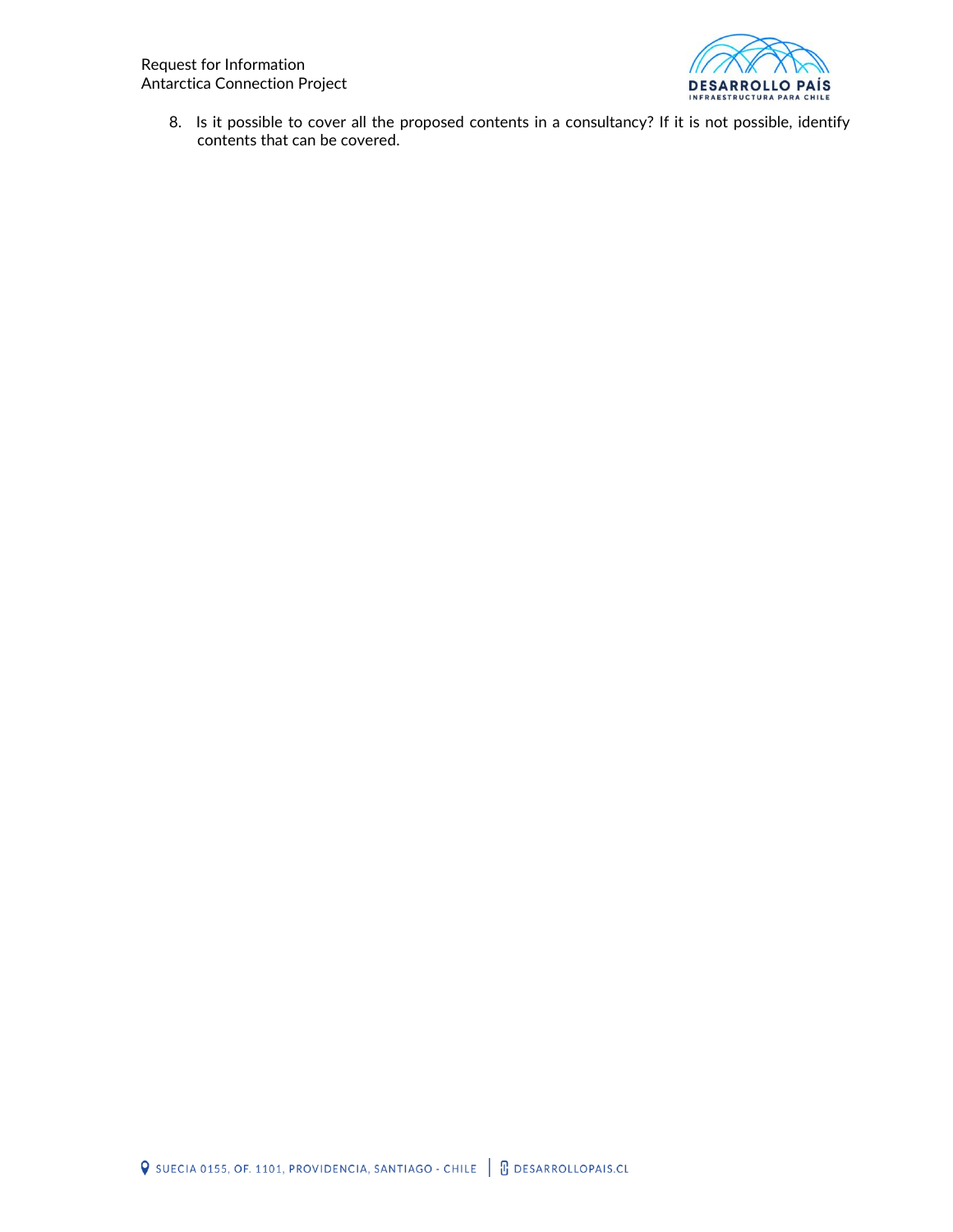8. Is it possible to cover all the proposed contents in a consultancy? If it is not possible, identify contents that can be covered.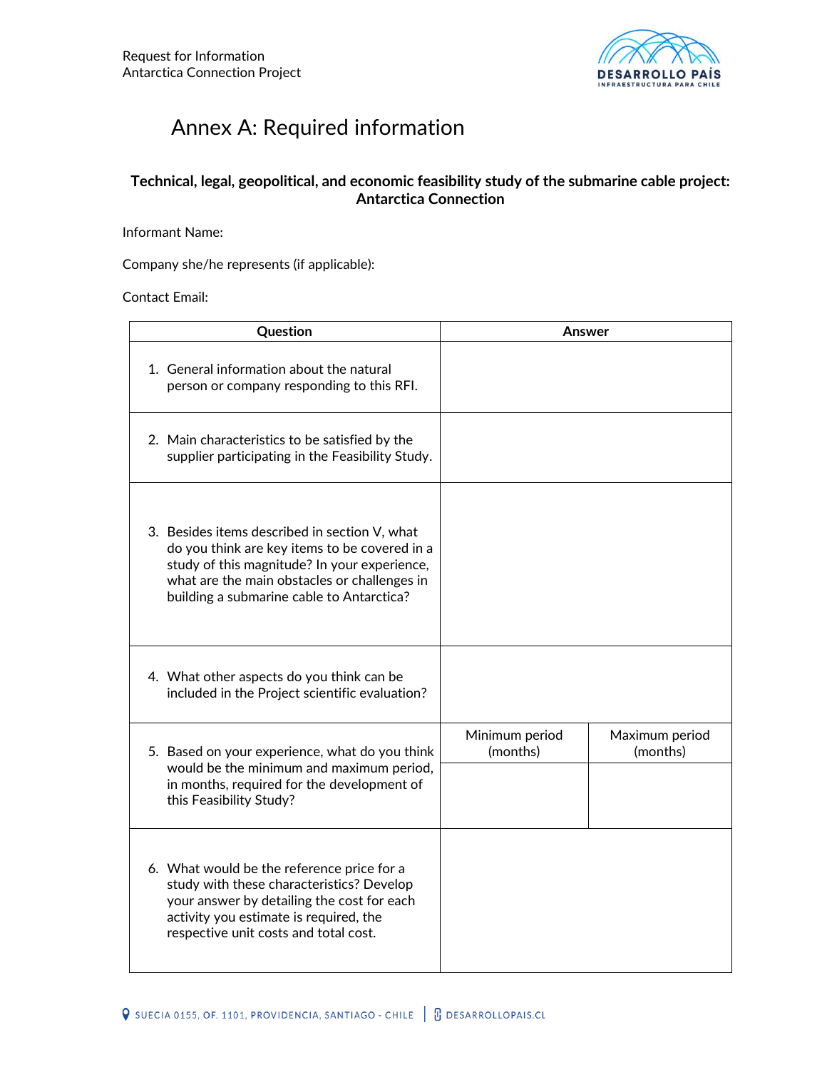# Annex A: Required information

**Technical, legal, geopolitical, and economic feasibility study of the submarine cable project: Antarctica Connection**

Informant Name:

Company she/he represents (if applicable):

Contact Email:

| Question | Answer | |
|---|---|---|
| 1. General information about the natural person or company responding to this RFI. | | |
| 2. Main characteristics to be satisfied by the supplier participating in the Feasibility Study. | | |
| 3. Besides items described in section V, what do you think are key items to be covered in a study of this magnitude? In your experience, what are the main obstacles or challenges in building a submarine cable to Antarctica? | | |
| 4. What other aspects do you think can be included in the Project scientific evaluation? | | |
| 5. Based on your experience, what do you think would be the minimum and maximum period, in months, required for the development of this Feasibility Study? | Minimum period (months) | Maximum period (months) |
| | | |
| 6. What would be the reference price for a study with these characteristics? Develop your answer by detailing the cost for each activity you estimate is required, the respective unit costs and total cost. | | |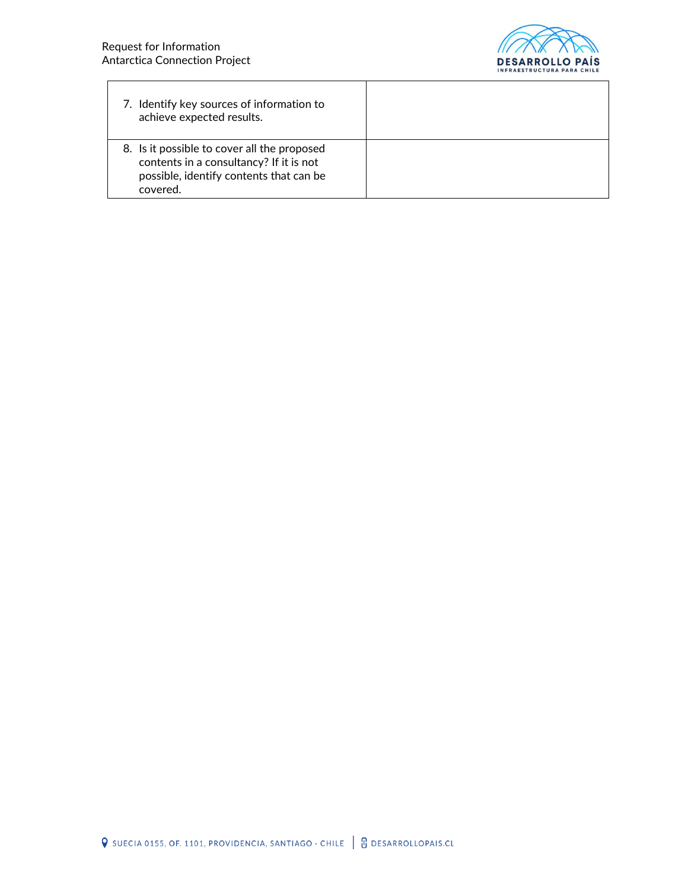| | |
|---|---|
| 7. Identify key sources of information to achieve expected results. | |
| 8. Is it possible to cover all the proposed contents in a consultancy? If it is not possible, identify contents that can be covered. | |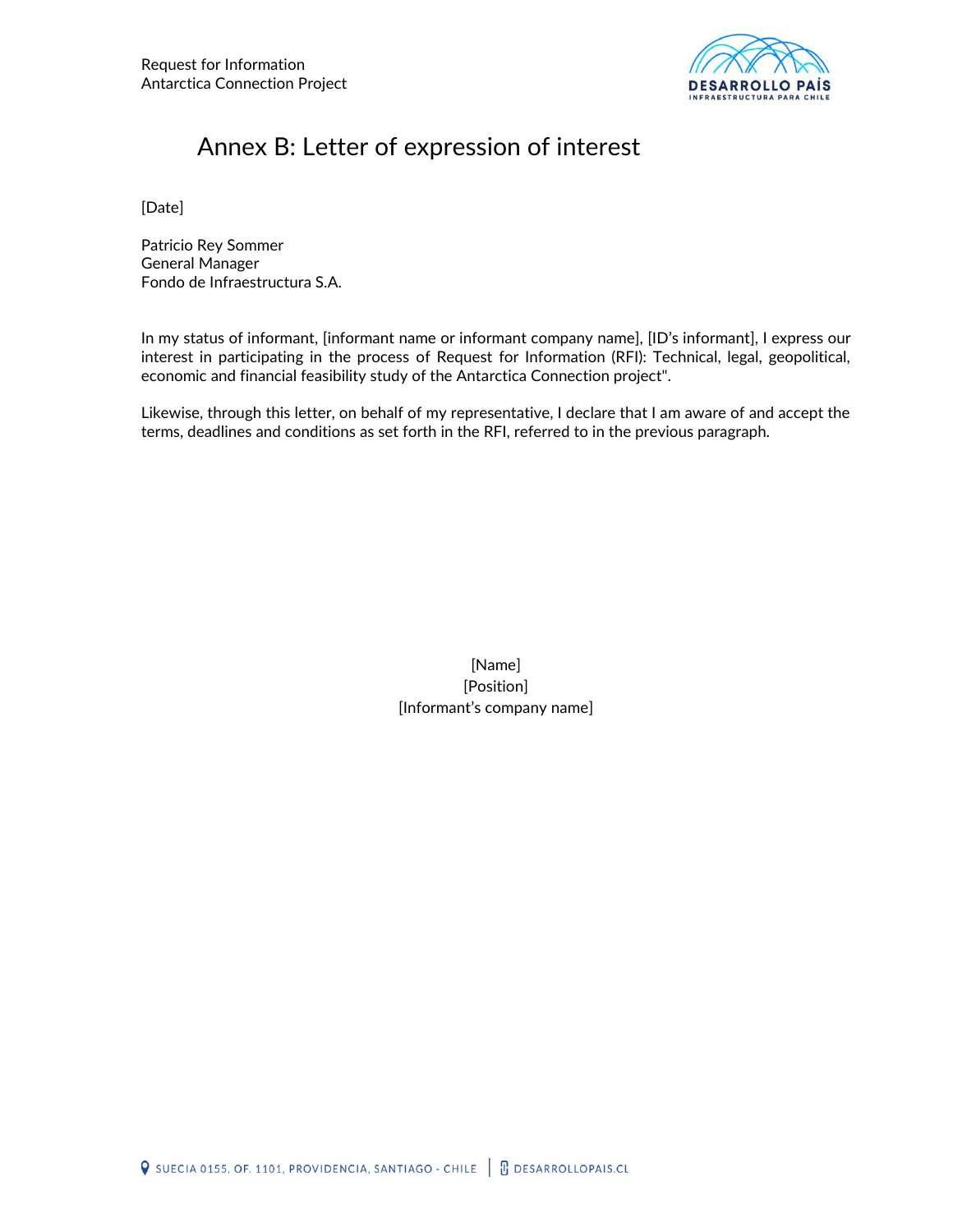# Annex B: Letter of expression of interest

[Date]

Patricio Rey Sommer
General Manager
Fondo de Infraestructura S.A.

In my status of informant, [informant name or informant company name], [ID's informant], I express our interest in participating in the process of Request for Information (RFI): Technical, legal, geopolitical, economic and financial feasibility study of the Antarctica Connection project".

Likewise, through this letter, on behalf of my representative, I declare that I am aware of and accept the terms, deadlines and conditions as set forth in the RFI, referred to in the previous paragraph.

[Name]
[Position]
[Informant's company name]